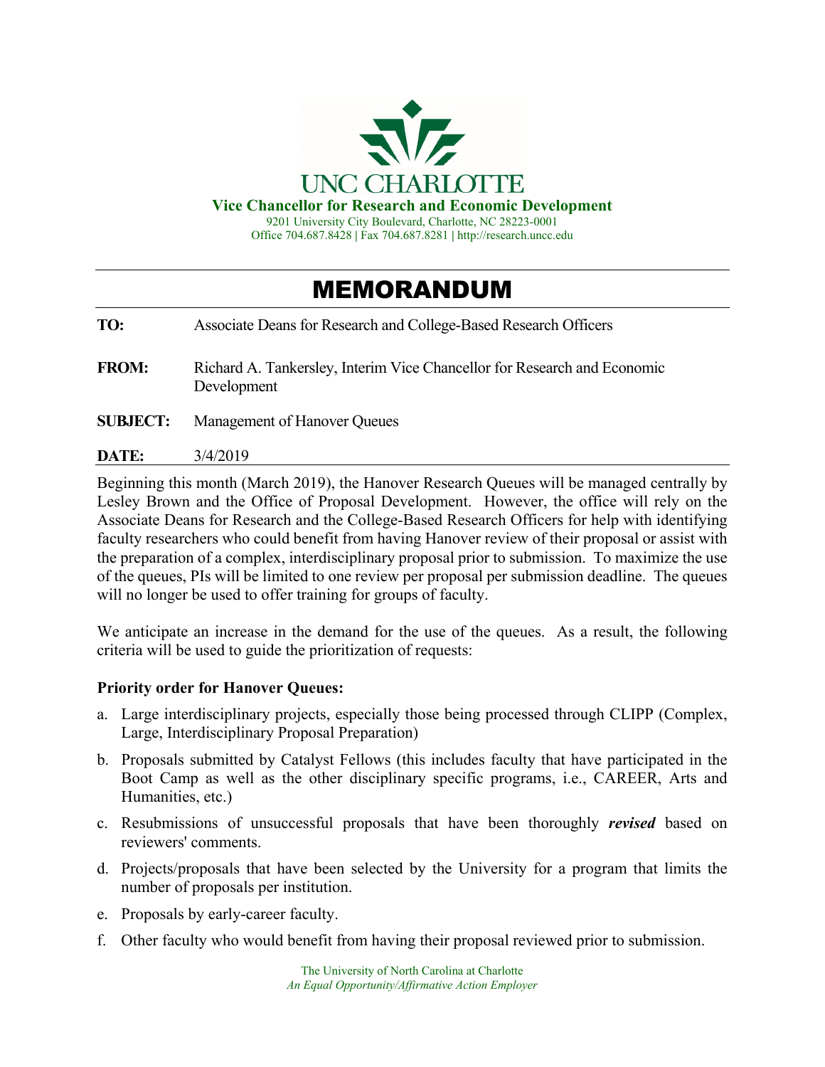UNC CHARLOTTE

**Vice Chancellor for Research and Economic Development**

9201 University City Boulevard, Charlotte, NC 28223-0001
Office 704.687.8428 | Fax 704.687.8281 | http://research.uncc.edu

# MEMORANDUM

**TO:** Associate Deans for Research and College-Based Research Officers

**FROM:** Richard A. Tankersley, Interim Vice Chancellor for Research and Economic Development

**SUBJECT:** Management of Hanover Queues

**DATE:** 3/4/2019

Beginning this month (March 2019), the Hanover Research Queues will be managed centrally by Lesley Brown and the Office of Proposal Development. However, the office will rely on the Associate Deans for Research and the College-Based Research Officers for help with identifying faculty researchers who could benefit from having Hanover review of their proposal or assist with the preparation of a complex, interdisciplinary proposal prior to submission. To maximize the use of the queues, PIs will be limited to one review per proposal per submission deadline. The queues will no longer be used to offer training for groups of faculty.

We anticipate an increase in the demand for the use of the queues. As a result, the following criteria will be used to guide the prioritization of requests:

**Priority order for Hanover Queues:**

a. Large interdisciplinary projects, especially those being processed through CLIPP (Complex, Large, Interdisciplinary Proposal Preparation)

b. Proposals submitted by Catalyst Fellows (this includes faculty that have participated in the Boot Camp as well as the other disciplinary specific programs, i.e., CAREER, Arts and Humanities, etc.)

c. Resubmissions of unsuccessful proposals that have been thoroughly ***revised*** based on reviewers' comments.

d. Projects/proposals that have been selected by the University for a program that limits the number of proposals per institution.

e. Proposals by early-career faculty.

f. Other faculty who would benefit from having their proposal reviewed prior to submission.

The University of North Carolina at Charlotte
*An Equal Opportunity/Affirmative Action Employer*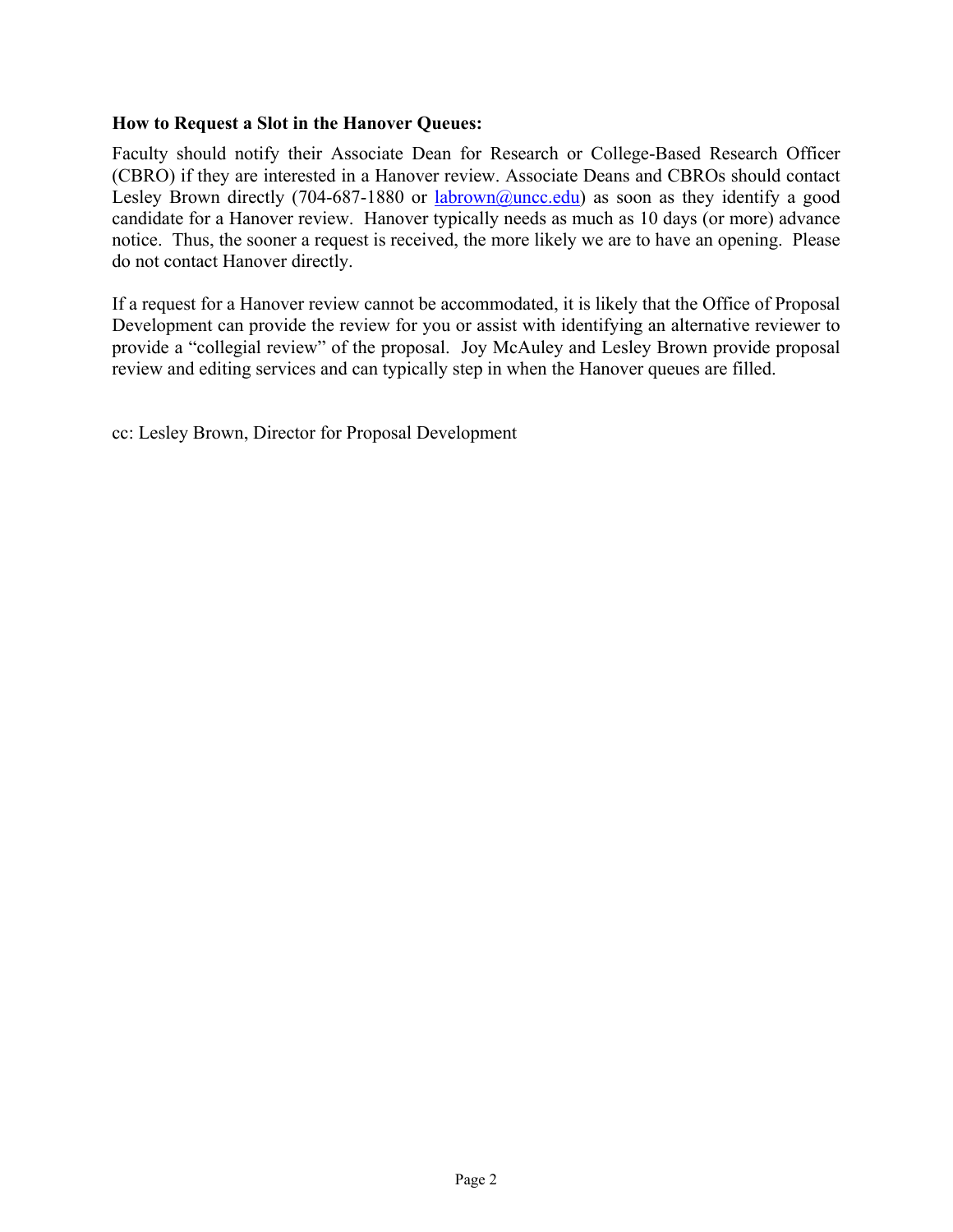**How to Request a Slot in the Hanover Queues:**

Faculty should notify their Associate Dean for Research or College-Based Research Officer (CBRO) if they are interested in a Hanover review. Associate Deans and CBROs should contact Lesley Brown directly (704-687-1880 or labrown@uncc.edu) as soon as they identify a good candidate for a Hanover review. Hanover typically needs as much as 10 days (or more) advance notice. Thus, the sooner a request is received, the more likely we are to have an opening. Please do not contact Hanover directly.

If a request for a Hanover review cannot be accommodated, it is likely that the Office of Proposal Development can provide the review for you or assist with identifying an alternative reviewer to provide a "collegial review" of the proposal. Joy McAuley and Lesley Brown provide proposal review and editing services and can typically step in when the Hanover queues are filled.

cc: Lesley Brown, Director for Proposal Development